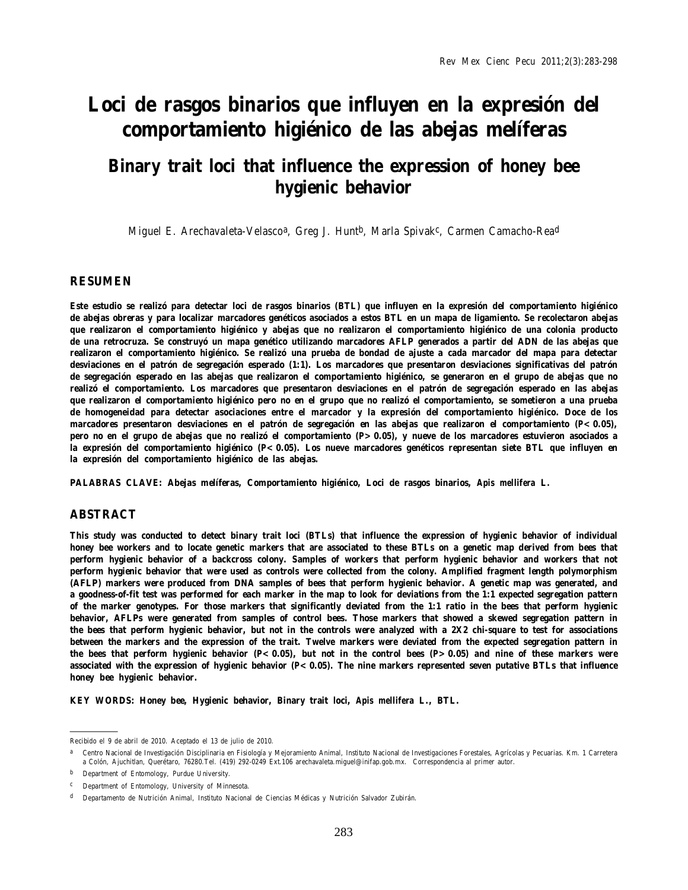# Loci de rasgos binarios que influyen en la expresión del comportamiento higiénico de las abejas melíferas

## Binary trait loci that influence the expression of honey bee hygienic behavior

Miguel E. Arechavaleta-Velasco[a], Greg J. Hunt[b], Marla Spivak[c], Carmen Camacho-Rea[d]

### RESUMEN

**Este estudio se realizó para detectar loci de rasgos binarios (BTL) que influyen en la expresión del comportamiento higiénico de abejas obreras y para localizar marcadores genéticos asociados a estos BTL en un mapa de ligamiento. Se recolectaron abejas que realizaron el comportamiento higiénico y abejas que no realizaron el comportamiento higiénico de una colonia producto de una retrocruza. Se construyó un mapa genético utilizando marcadores AFLP generados a partir del ADN de las abejas que realizaron el comportamiento higiénico. Se realizó una prueba de bondad de ajuste a cada marcador del mapa para detectar desviaciones en el patrón de segregación esperado (1:1). Los marcadores que presentaron desviaciones significativas del patrón de segregación esperado en las abejas que realizaron el comportamiento higiénico, se generaron en el grupo de abejas que no realizó el comportamiento. Los marcadores que presentaron desviaciones en el patrón de segregación esperado en las abejas que realizaron el comportamiento higiénico pero no en el grupo que no realizó el comportamiento, se sometieron a una prueba de homogeneidad para detectar asociaciones entre el marcador y la expresión del comportamiento higiénico. Doce de los marcadores presentaron desviaciones en el patrón de segregación en las abejas que realizaron el comportamiento ($P < 0.05$), pero no en el grupo de abejas que no realizó el comportamiento ($P > 0.05$), y nueve de los marcadores estuvieron asociados a la expresión del comportamiento higiénico ($P < 0.05$). Los nueve marcadores genéticos representan siete BTL que influyen en la expresión del comportamiento higiénico de las abejas.**

**PALABRAS CLAVE: Abejas melíferas, Comportamiento higiénico, Loci de rasgos binarios, *Apis mellifera* L.**

### ABSTRACT

**This study was conducted to detect binary trait loci (BTLs) that influence the expression of hygienic behavior of individual honey bee workers and to locate genetic markers that are associated to these BTLs on a genetic map derived from bees that perform hygienic behavior of a backcross colony. Samples of workers that perform hygienic behavior and workers that not perform hygienic behavior that were used as controls were collected from the colony. Amplified fragment length polymorphism (AFLP) markers were produced from DNA samples of bees that perform hygienic behavior. A genetic map was generated, and a goodness-of-fit test was performed for each marker in the map to look for deviations from the 1:1 expected segregation pattern of the marker genotypes. For those markers that significantly deviated from the 1:1 ratio in the bees that perform hygienic behavior, AFLPs were generated from samples of control bees. Those markers that showed a skewed segregation pattern in the bees that perform hygienic behavior, but not in the controls were analyzed with a 2X2 chi-square to test for associations between the markers and the expression of the trait. Twelve markers were deviated from the expected segregation pattern in the bees that perform hygienic behavior ($P < 0.05$), but not in the control bees ($P > 0.05$) and nine of these markers were associated with the expression of hygienic behavior ($P < 0.05$). The nine markers represented seven putative BTLs that influence honey bee hygienic behavior.**

**KEY WORDS: Honey bee, Hygienic behavior, Binary trait loci, *Apis mellifera* L., BTL.**

---

Recibido el 9 de abril de 2010. Aceptado el 13 de julio de 2010.

[a] Centro Nacional de Investigación Disciplinaria en Fisiología y Mejoramiento Animal, Instituto Nacional de Investigaciones Forestales, Agrícolas y Pecuarias. Km. 1 Carretera a Colón, Ajuchitlan, Querétaro, 76280.Tel. (419) 292-0249 Ext.106 arechavaleta.miguel@inifap.gob.mx. Correspondencia al primer autor.

[b] Department of Entomology, Purdue University.

[c] Department of Entomology, University of Minnesota.

[d] Departamento de Nutrición Animal, Instituto Nacional de Ciencias Médicas y Nutrición Salvador Zubirán.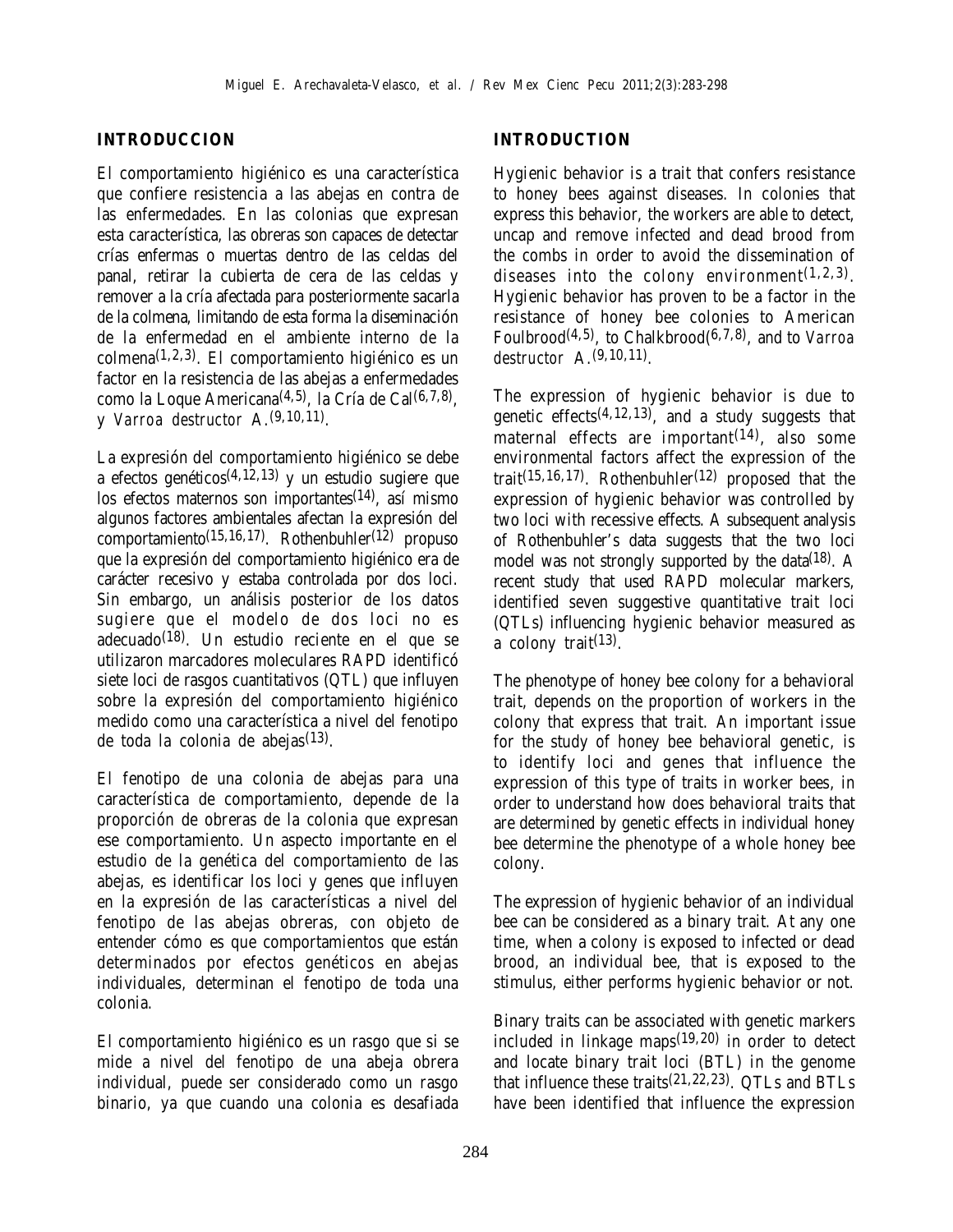## INTRODUCCION

El comportamiento higiénico es una característica que confiere resistencia a las abejas en contra de las enfermedades. En las colonias que expresan esta característica, las obreras son capaces de detectar crías enfermas o muertas dentro de las celdas del panal, retirar la cubierta de cera de las celdas y remover a la cría afectada para posteriormente sacarla de la colmena, limitando de esta forma la diseminación de la enfermedad en el ambiente interno de la colmena[1,2,3]. El comportamiento higiénico es un factor en la resistencia de las abejas a enfermedades como la Loque Americana[4,5], la Cría de Cal[6,7,8], y *Varroa destructor* A.[9,10,11].

La expresión del comportamiento higiénico se debe a efectos genéticos[4,12,13] y un estudio sugiere que los efectos maternos son importantes[14], así mismo algunos factores ambientales afectan la expresión del comportamiento[15,16,17]. Rothenbuhler[12] propuso que la expresión del comportamiento higiénico era de carácter recesivo y estaba controlada por dos loci. Sin embargo, un análisis posterior de los datos sugiere que el modelo de dos loci no es adecuado[18]. Un estudio reciente en el que se utilizaron marcadores moleculares RAPD identificó siete loci de rasgos cuantitativos (QTL) que influyen sobre la expresión del comportamiento higiénico medido como una característica a nivel del fenotipo de toda la colonia de abejas[13].

El fenotipo de una colonia de abejas para una característica de comportamiento, depende de la proporción de obreras de la colonia que expresan ese comportamiento. Un aspecto importante en el estudio de la genética del comportamiento de las abejas, es identificar los loci y genes que influyen en la expresión de las características a nivel del fenotipo de las abejas obreras, con objeto de entender cómo es que comportamientos que están determinados por efectos genéticos en abejas individuales, determinan el fenotipo de toda una colonia.

El comportamiento higiénico es un rasgo que si se mide a nivel del fenotipo de una abeja obrera individual, puede ser considerado como un rasgo binario, ya que cuando una colonia es desafiada

## INTRODUCTION

Hygienic behavior is a trait that confers resistance to honey bees against diseases. In colonies that express this behavior, the workers are able to detect, uncap and remove infected and dead brood from the combs in order to avoid the dissemination of diseases into the colony environment[1,2,3]. Hygienic behavior has proven to be a factor in the resistance of honey bee colonies to American Foulbrood[4,5], to Chalkbrood[6,7,8], and to *Varroa destructor* A.[9,10,11].

The expression of hygienic behavior is due to genetic effects[4,12,13], and a study suggests that maternal effects are important[14], also some environmental factors affect the expression of the trait[15,16,17]. Rothenbuhler[12] proposed that the expression of hygienic behavior was controlled by two loci with recessive effects. A subsequent analysis of Rothenbuhler's data suggests that the two loci model was not strongly supported by the data[18]. A recent study that used RAPD molecular markers, identified seven suggestive quantitative trait loci (QTLs) influencing hygienic behavior measured as a colony trait[13].

The phenotype of honey bee colony for a behavioral trait, depends on the proportion of workers in the colony that express that trait. An important issue for the study of honey bee behavioral genetic, is to identify loci and genes that influence the expression of this type of traits in worker bees, in order to understand how does behavioral traits that are determined by genetic effects in individual honey bee determine the phenotype of a whole honey bee colony.

The expression of hygienic behavior of an individual bee can be considered as a binary trait. At any one time, when a colony is exposed to infected or dead brood, an individual bee, that is exposed to the stimulus, either performs hygienic behavior or not.

Binary traits can be associated with genetic markers included in linkage maps[19,20] in order to detect and locate binary trait loci (BTL) in the genome that influence these traits[21,22,23]. QTLs and BTLs have been identified that influence the expression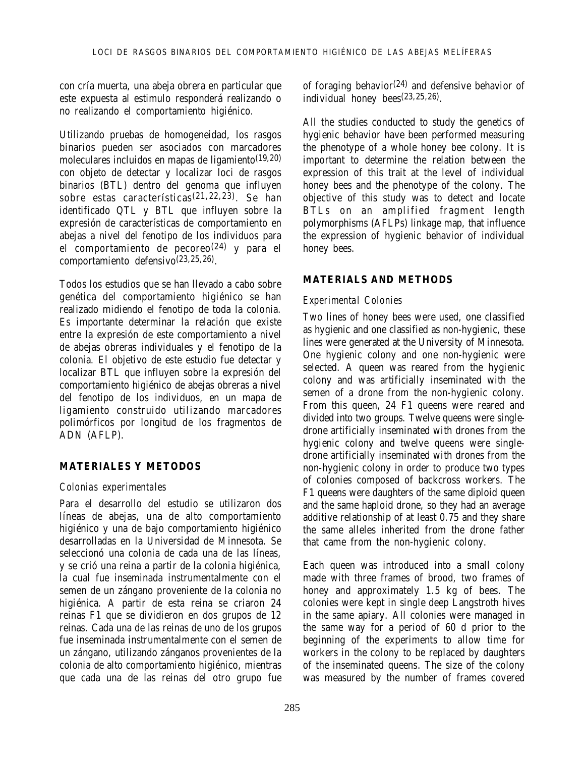con cría muerta, una abeja obrera en particular que este expuesta al estimulo responderá realizando o no realizando el comportamiento higiénico.

Utilizando pruebas de homogeneidad, los rasgos binarios pueden ser asociados con marcadores moleculares incluidos en mapas de ligamiento[19,20] con objeto de detectar y localizar loci de rasgos binarios (BTL) dentro del genoma que influyen sobre estas características[21,22,23]. Se han identificado QTL y BTL que influyen sobre la expresión de características de comportamiento en abejas a nivel del fenotipo de los individuos para el comportamiento de pecoreo[24] y para el comportamiento defensivo[23,25,26].

Todos los estudios que se han llevado a cabo sobre genética del comportamiento higiénico se han realizado midiendo el fenotipo de toda la colonia. Es importante determinar la relación que existe entre la expresión de este comportamiento a nivel de abejas obreras individuales y el fenotipo de la colonia. El objetivo de este estudio fue detectar y localizar BTL que influyen sobre la expresión del comportamiento higiénico de abejas obreras a nivel del fenotipo de los individuos, en un mapa de ligamiento construido utilizando marcadores polimórficos por longitud de los fragmentos de ADN (AFLP).

## MATERIALES Y METODOS

### *Colonias experimentales*

Para el desarrollo del estudio se utilizaron dos líneas de abejas, una de alto comportamiento higiénico y una de bajo comportamiento higiénico desarrolladas en la Universidad de Minnesota. Se seleccionó una colonia de cada una de las líneas, y se crió una reina a partir de la colonia higiénica, la cual fue inseminada instrumentalmente con el semen de un zángano proveniente de la colonia no higiénica. A partir de esta reina se criaron 24 reinas F1 que se dividieron en dos grupos de 12 reinas. Cada una de las reinas de uno de los grupos fue inseminada instrumentalmente con el semen de un zángano, utilizando zánganos provenientes de la colonia de alto comportamiento higiénico, mientras que cada una de las reinas del otro grupo fue

of foraging behavior[24] and defensive behavior of individual honey bees[23,25,26].

All the studies conducted to study the genetics of hygienic behavior have been performed measuring the phenotype of a whole honey bee colony. It is important to determine the relation between the expression of this trait at the level of individual honey bees and the phenotype of the colony. The objective of this study was to detect and locate BTLs on an amplified fragment length polymorphisms (AFLPs) linkage map, that influence the expression of hygienic behavior of individual honey bees.

## MATERIALS AND METHODS

### *Experimental Colonies*

Two lines of honey bees were used, one classified as hygienic and one classified as non-hygienic, these lines were generated at the University of Minnesota. One hygienic colony and one non-hygienic were selected. A queen was reared from the hygienic colony and was artificially inseminated with the semen of a drone from the non-hygienic colony. From this queen, 24 F1 queens were reared and divided into two groups. Twelve queens were single-drone artificially inseminated with drones from the hygienic colony and twelve queens were single-drone artificially inseminated with drones from the non-hygienic colony in order to produce two types of colonies composed of backcross workers. The F1 queens were daughters of the same diploid queen and the same haploid drone, so they had an average additive relationship of at least 0.75 and they share the same alleles inherited from the drone father that came from the non-hygienic colony.

Each queen was introduced into a small colony made with three frames of brood, two frames of honey and approximately 1.5 kg of bees. The colonies were kept in single deep Langstroth hives in the same apiary. All colonies were managed in the same way for a period of 60 d prior to the beginning of the experiments to allow time for workers in the colony to be replaced by daughters of the inseminated queens. The size of the colony was measured by the number of frames covered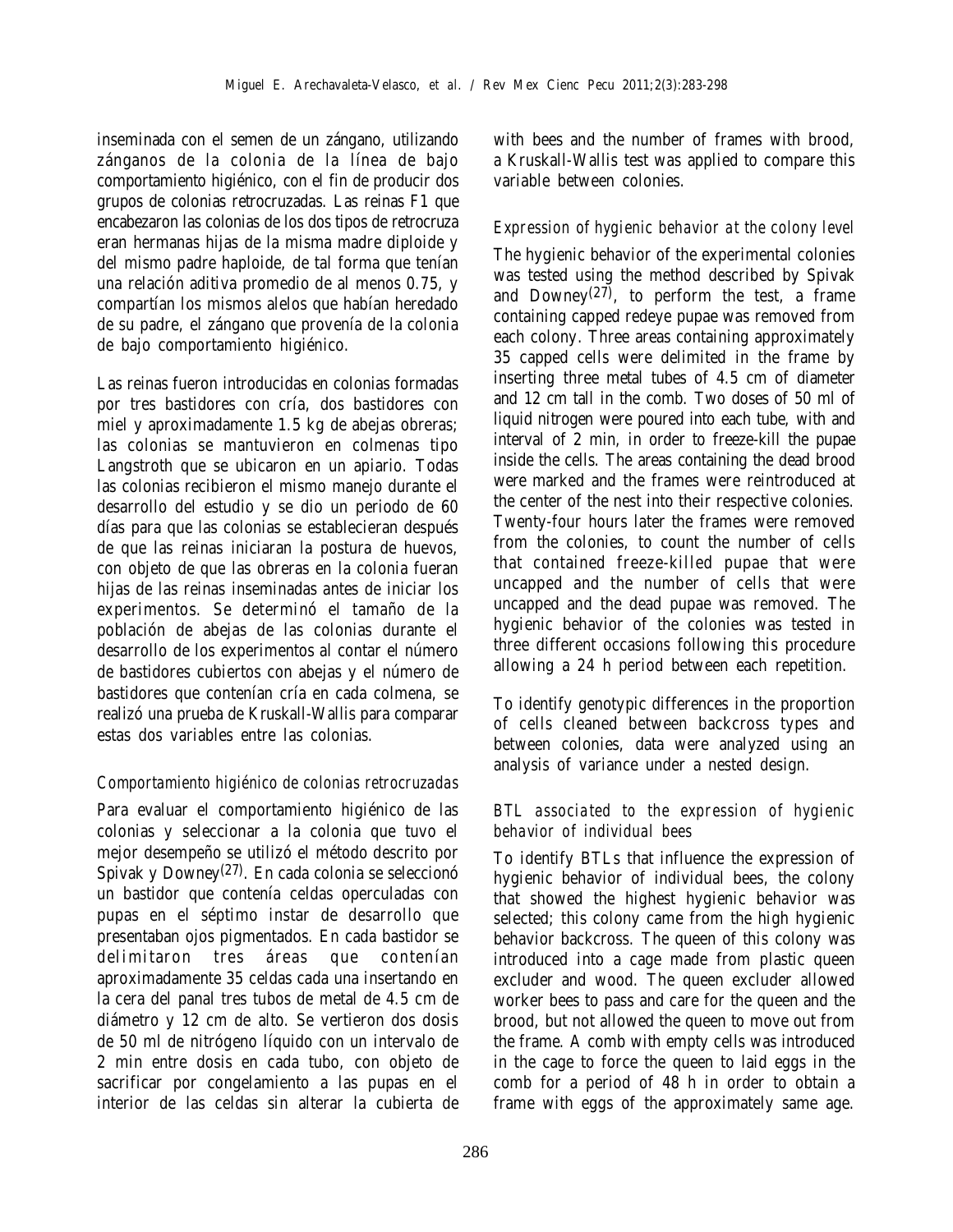inseminada con el semen de un zángano, utilizando zánganos de la colonia de la línea de bajo comportamiento higiénico, con el fin de producir dos grupos de colonias retrocruzadas. Las reinas F1 que encabezaron las colonias de los dos tipos de retrocruza eran hermanas hijas de la misma madre diploide y del mismo padre haploide, de tal forma que tenían una relación aditiva promedio de al menos 0.75, y compartían los mismos alelos que habían heredado de su padre, el zángano que provenía de la colonia de bajo comportamiento higiénico.

Las reinas fueron introducidas en colonias formadas por tres bastidores con cría, dos bastidores con miel y aproximadamente 1.5 kg de abejas obreras; las colonias se mantuvieron en colmenas tipo Langstroth que se ubicaron en un apiario. Todas las colonias recibieron el mismo manejo durante el desarrollo del estudio y se dio un periodo de 60 días para que las colonias se establecieran después de que las reinas iniciaran la postura de huevos, con objeto de que las obreras en la colonia fueran hijas de las reinas inseminadas antes de iniciar los experimentos. Se determinó el tamaño de la población de abejas de las colonias durante el desarrollo de los experimentos al contar el número de bastidores cubiertos con abejas y el número de bastidores que contenían cría en cada colmena, se realizó una prueba de Kruskall-Wallis para comparar estas dos variables entre las colonias.

### *Comportamiento higiénico de colonias retrocruzadas*

Para evaluar el comportamiento higiénico de las colonias y seleccionar a la colonia que tuvo el mejor desempeño se utilizó el método descrito por Spivak y Downey[27]. En cada colonia se seleccionó un bastidor que contenía celdas operculadas con pupas en el séptimo instar de desarrollo que presentaban ojos pigmentados. En cada bastidor se delimitaron tres áreas que contenían aproximadamente 35 celdas cada una insertando en la cera del panal tres tubos de metal de 4.5 cm de diámetro y 12 cm de alto. Se vertieron dos dosis de 50 ml de nitrógeno líquido con un intervalo de 2 min entre dosis en cada tubo, con objeto de sacrificar por congelamiento a las pupas en el interior de las celdas sin alterar la cubierta de

with bees and the number of frames with brood, a Kruskall-Wallis test was applied to compare this variable between colonies.

### *Expression of hygienic behavior at the colony level*

The hygienic behavior of the experimental colonies was tested using the method described by Spivak and Downey[27], to perform the test, a frame containing capped redeye pupae was removed from each colony. Three areas containing approximately 35 capped cells were delimited in the frame by inserting three metal tubes of 4.5 cm of diameter and 12 cm tall in the comb. Two doses of 50 ml of liquid nitrogen were poured into each tube, with and interval of 2 min, in order to freeze-kill the pupae inside the cells. The areas containing the dead brood were marked and the frames were reintroduced at the center of the nest into their respective colonies. Twenty-four hours later the frames were removed from the colonies, to count the number of cells that contained freeze-killed pupae that were uncapped and the number of cells that were uncapped and the dead pupae was removed. The hygienic behavior of the colonies was tested in three different occasions following this procedure allowing a 24 h period between each repetition.

To identify genotypic differences in the proportion of cells cleaned between backcross types and between colonies, data were analyzed using an analysis of variance under a nested design.

### *BTL associated to the expression of hygienic behavior of individual bees*

To identify BTLs that influence the expression of hygienic behavior of individual bees, the colony that showed the highest hygienic behavior was selected; this colony came from the high hygienic behavior backcross. The queen of this colony was introduced into a cage made from plastic queen excluder and wood. The queen excluder allowed worker bees to pass and care for the queen and the brood, but not allowed the queen to move out from the frame. A comb with empty cells was introduced in the cage to force the queen to laid eggs in the comb for a period of 48 h in order to obtain a frame with eggs of the approximately same age.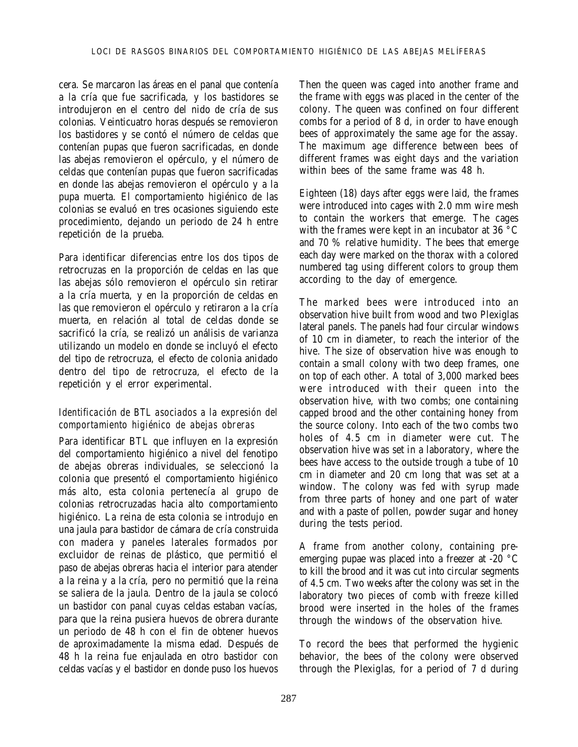cera. Se marcaron las áreas en el panal que contenía a la cría que fue sacrificada, y los bastidores se introdujeron en el centro del nido de cría de sus colonias. Veinticuatro horas después se removieron los bastidores y se contó el número de celdas que contenían pupas que fueron sacrificadas, en donde las abejas removieron el opérculo, y el número de celdas que contenían pupas que fueron sacrificadas en donde las abejas removieron el opérculo y a la pupa muerta. El comportamiento higiénico de las colonias se evaluó en tres ocasiones siguiendo este procedimiento, dejando un periodo de 24 h entre repetición de la prueba.

Para identificar diferencias entre los dos tipos de retrocruzas en la proporción de celdas en las que las abejas sólo removieron el opérculo sin retirar a la cría muerta, y en la proporción de celdas en las que removieron el opérculo y retiraron a la cría muerta, en relación al total de celdas donde se sacrificó la cría, se realizó un análisis de varianza utilizando un modelo en donde se incluyó el efecto del tipo de retrocruza, el efecto de colonia anidado dentro del tipo de retrocruza, el efecto de la repetición y el error experimental.

### *Identificación de BTL asociados a la expresión del comportamiento higiénico de abejas obreras*

Para identificar BTL que influyen en la expresión del comportamiento higiénico a nivel del fenotipo de abejas obreras individuales, se seleccionó la colonia que presentó el comportamiento higiénico más alto, esta colonia pertenecía al grupo de colonias retrocruzadas hacia alto comportamiento higiénico. La reina de esta colonia se introdujo en una jaula para bastidor de cámara de cría construida con madera y paneles laterales formados por excluidor de reinas de plástico, que permitió el paso de abejas obreras hacia el interior para atender a la reina y a la cría, pero no permitió que la reina se saliera de la jaula. Dentro de la jaula se colocó un bastidor con panal cuyas celdas estaban vacías, para que la reina pusiera huevos de obrera durante un periodo de 48 h con el fin de obtener huevos de aproximadamente la misma edad. Después de 48 h la reina fue enjaulada en otro bastidor con celdas vacías y el bastidor en donde puso los huevos

Then the queen was caged into another frame and the frame with eggs was placed in the center of the colony. The queen was confined on four different combs for a period of 8 d, in order to have enough bees of approximately the same age for the assay. The maximum age difference between bees of different frames was eight days and the variation within bees of the same frame was 48 h.

Eighteen (18) days after eggs were laid, the frames were introduced into cages with 2.0 mm wire mesh to contain the workers that emerge. The cages with the frames were kept in an incubator at 36 °C and 70 % relative humidity. The bees that emerge each day were marked on the thorax with a colored numbered tag using different colors to group them according to the day of emergence.

The marked bees were introduced into an observation hive built from wood and two Plexiglas lateral panels. The panels had four circular windows of 10 cm in diameter, to reach the interior of the hive. The size of observation hive was enough to contain a small colony with two deep frames, one on top of each other. A total of 3,000 marked bees were introduced with their queen into the observation hive, with two combs; one containing capped brood and the other containing honey from the source colony. Into each of the two combs two holes of 4.5 cm in diameter were cut. The observation hive was set in a laboratory, where the bees have access to the outside trough a tube of 10 cm in diameter and 20 cm long that was set at a window. The colony was fed with syrup made from three parts of honey and one part of water and with a paste of pollen, powder sugar and honey during the tests period.

A frame from another colony, containing pre-emerging pupae was placed into a freezer at -20 °C to kill the brood and it was cut into circular segments of 4.5 cm. Two weeks after the colony was set in the laboratory two pieces of comb with freeze killed brood were inserted in the holes of the frames through the windows of the observation hive.

To record the bees that performed the hygienic behavior, the bees of the colony were observed through the Plexiglas, for a period of 7 d during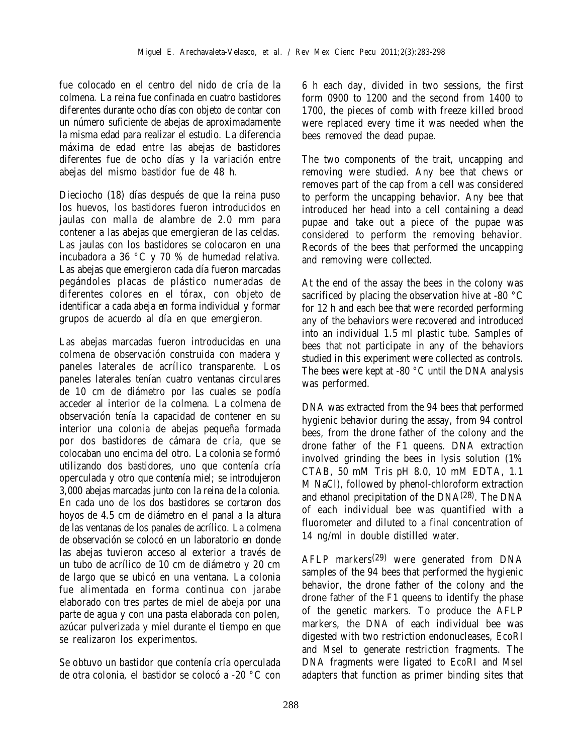fue colocado en el centro del nido de cría de la colmena. La reina fue confinada en cuatro bastidores diferentes durante ocho días con objeto de contar con un número suficiente de abejas de aproximadamente la misma edad para realizar el estudio. La diferencia máxima de edad entre las abejas de bastidores diferentes fue de ocho días y la variación entre abejas del mismo bastidor fue de 48 h.

Dieciocho (18) días después de que la reina puso los huevos, los bastidores fueron introducidos en jaulas con malla de alambre de 2.0 mm para contener a las abejas que emergieran de las celdas. Las jaulas con los bastidores se colocaron en una incubadora a 36 °C y 70 % de humedad relativa. Las abejas que emergieron cada día fueron marcadas pegándoles placas de plástico numeradas de diferentes colores en el tórax, con objeto de identificar a cada abeja en forma individual y formar grupos de acuerdo al día en que emergieron.

Las abejas marcadas fueron introducidas en una colmena de observación construida con madera y paneles laterales de acrílico transparente. Los paneles laterales tenían cuatro ventanas circulares de 10 cm de diámetro por las cuales se podía acceder al interior de la colmena. La colmena de observación tenía la capacidad de contener en su interior una colonia de abejas pequeña formada por dos bastidores de cámara de cría, que se colocaban uno encima del otro. La colonia se formó utilizando dos bastidores, uno que contenía cría operculada y otro que contenía miel; se introdujeron 3,000 abejas marcadas junto con la reina de la colonia. En cada uno de los dos bastidores se cortaron dos hoyos de 4.5 cm de diámetro en el panal a la altura de las ventanas de los paneles de acrílico. La colmena de observación se colocó en un laboratorio en donde las abejas tuvieron acceso al exterior a través de un tubo de acrílico de 10 cm de diámetro y 20 cm de largo que se ubicó en una ventana. La colonia fue alimentada en forma continua con jarabe elaborado con tres partes de miel de abeja por una parte de agua y con una pasta elaborada con polen, azúcar pulverizada y miel durante el tiempo en que se realizaron los experimentos.

Se obtuvo un bastidor que contenía cría operculada de otra colonia, el bastidor se colocó a -20 °C con

6 h each day, divided in two sessions, the first form 0900 to 1200 and the second from 1400 to 1700, the pieces of comb with freeze killed brood were replaced every time it was needed when the bees removed the dead pupae.

The two components of the trait, uncapping and removing were studied. Any bee that chews or removes part of the cap from a cell was considered to perform the uncapping behavior. Any bee that introduced her head into a cell containing a dead pupae and take out a piece of the pupae was considered to perform the removing behavior. Records of the bees that performed the uncapping and removing were collected.

At the end of the assay the bees in the colony was sacrificed by placing the observation hive at -80 °C for 12 h and each bee that were recorded performing any of the behaviors were recovered and introduced into an individual 1.5 ml plastic tube. Samples of bees that not participate in any of the behaviors studied in this experiment were collected as controls. The bees were kept at -80 °C until the DNA analysis was performed.

DNA was extracted from the 94 bees that performed hygienic behavior during the assay, from 94 control bees, from the drone father of the colony and the drone father of the F1 queens. DNA extraction involved grinding the bees in lysis solution (1% CTAB, 50 mM Tris pH 8.0, 10 mM EDTA, 1.1 M NaCl), followed by phenol-chloroform extraction and ethanol precipitation of the DNA[28]. The DNA of each individual bee was quantified with a fluorometer and diluted to a final concentration of 14 ng/ml in double distilled water.

AFLP markers[29] were generated from DNA samples of the 94 bees that performed the hygienic behavior, the drone father of the colony and the drone father of the F1 queens to identify the phase of the genetic markers. To produce the AFLP markers, the DNA of each individual bee was digested with two restriction endonucleases, *Eco*RI and *Mse*I to generate restriction fragments. The DNA fragments were ligated to *Eco*RI and *Mse*I adapters that function as primer binding sites that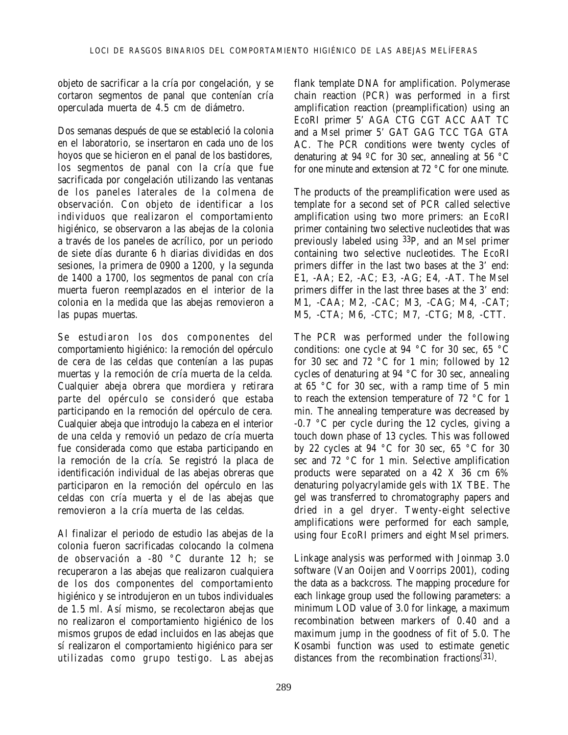objeto de sacrificar a la cría por congelación, y se cortaron segmentos de panal que contenían cría operculada muerta de 4.5 cm de diámetro.

Dos semanas después de que se estableció la colonia en el laboratorio, se insertaron en cada uno de los hoyos que se hicieron en el panal de los bastidores, los segmentos de panal con la cría que fue sacrificada por congelación utilizando las ventanas de los paneles laterales de la colmena de observación. Con objeto de identificar a los individuos que realizaron el comportamiento higiénico, se observaron a las abejas de la colonia a través de los paneles de acrílico, por un periodo de siete días durante 6 h diarias divididas en dos sesiones, la primera de 0900 a 1200, y la segunda de 1400 a 1700, los segmentos de panal con cría muerta fueron reemplazados en el interior de la colonia en la medida que las abejas removieron a las pupas muertas.

Se estudiaron los dos componentes del comportamiento higiénico: la remoción del opérculo de cera de las celdas que contenían a las pupas muertas y la remoción de cría muerta de la celda. Cualquier abeja obrera que mordiera y retirara parte del opérculo se consideró que estaba participando en la remoción del opérculo de cera. Cualquier abeja que introdujo la cabeza en el interior de una celda y removió un pedazo de cría muerta fue considerada como que estaba participando en la remoción de la cría. Se registró la placa de identificación individual de las abejas obreras que participaron en la remoción del opérculo en las celdas con cría muerta y el de las abejas que removieron a la cría muerta de las celdas.

Al finalizar el periodo de estudio las abejas de la colonia fueron sacrificadas colocando la colmena de observación a -80 °C durante 12 h; se recuperaron a las abejas que realizaron cualquiera de los dos componentes del comportamiento higiénico y se introdujeron en un tubos individuales de 1.5 ml. Así mismo, se recolectaron abejas que no realizaron el comportamiento higiénico de los mismos grupos de edad incluidos en las abejas que sí realizaron el comportamiento higiénico para ser utilizadas como grupo testigo. Las abejas

flank template DNA for amplification. Polymerase chain reaction (PCR) was performed in a first amplification reaction (preamplification) using an *Eco*RI primer 5' AGA CTG CGT ACC AAT TC and a *Mse*I primer 5' GAT GAG TCC TGA GTA AC. The PCR conditions were twenty cycles of denaturing at 94 ºC for 30 sec, annealing at 56 °C for one minute and extension at 72 °C for one minute.

The products of the preamplification were used as template for a second set of PCR called selective amplification using two more primers: an *Eco*RI primer containing two selective nucleotides that was previously labeled using $^{33}P$, and an *Mse*I primer containing two selective nucleotides. The *Eco*RI primers differ in the last two bases at the 3' end: E1, -AA; E2, -AC; E3, -AG; E4, -AT. The *Mse*I primers differ in the last three bases at the 3' end: M1, -CAA; M2, -CAC; M3, -CAG; M4, -CAT; M5, -CTA; M6, -CTC; M7, -CTG; M8, -CTT.

The PCR was performed under the following conditions: one cycle at 94 °C for 30 sec, 65 °C for 30 sec and 72 °C for 1 min; followed by 12 cycles of denaturing at 94 °C for 30 sec, annealing at 65 °C for 30 sec, with a ramp time of 5 min to reach the extension temperature of 72 °C for 1 min. The annealing temperature was decreased by -0.7 °C per cycle during the 12 cycles, giving a touch down phase of 13 cycles. This was followed by 22 cycles at 94 °C for 30 sec, 65 °C for 30 sec and 72 °C for 1 min. Selective amplification products were separated on a 42 X 36 cm 6% denaturing polyacrylamide gels with 1X TBE. The gel was transferred to chromatography papers and dried in a gel dryer. Twenty-eight selective amplifications were performed for each sample, using four *Eco*RI primers and eight *Mse*I primers.

Linkage analysis was performed with Joinmap 3.0 software (Van Ooijen and Voorrips 2001), coding the data as a backcross. The mapping procedure for each linkage group used the following parameters: a minimum LOD value of 3.0 for linkage, a maximum recombination between markers of 0.40 and a maximum jump in the goodness of fit of 5.0. The Kosambi function was used to estimate genetic distances from the recombination fractions[31].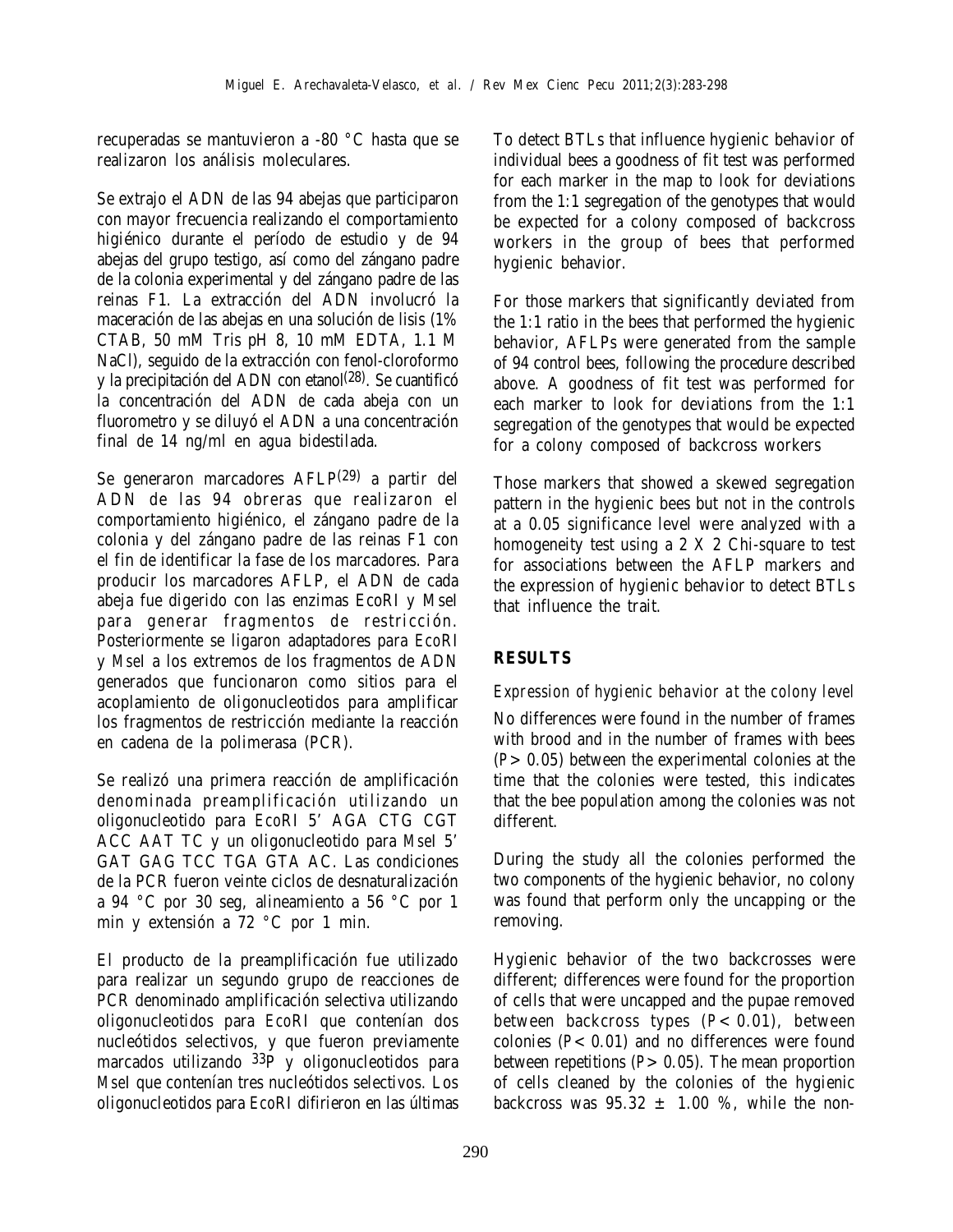recuperadas se mantuvieron a -80 °C hasta que se realizaron los análisis moleculares.

Se extrajo el ADN de las 94 abejas que participaron con mayor frecuencia realizando el comportamiento higiénico durante el período de estudio y de 94 abejas del grupo testigo, así como del zángano padre de la colonia experimental y del zángano padre de las reinas F1. La extracción del ADN involucró la maceración de las abejas en una solución de lisis (1% CTAB, 50 mM Tris pH 8, 10 mM EDTA, 1.1 M NaCl), seguido de la extracción con fenol-cloroformo y la precipitación del ADN con etanol[28]. Se cuantificó la concentración del ADN de cada abeja con un fluorometro y se diluyó el ADN a una concentración final de 14 ng/ml en agua bidestilada.

Se generaron marcadores AFLP[29] a partir del ADN de las 94 obreras que realizaron el comportamiento higiénico, el zángano padre de la colonia y del zángano padre de las reinas F1 con el fin de identificar la fase de los marcadores. Para producir los marcadores AFLP, el ADN de cada abeja fue digerido con las enzimas *Eco*RI y *Mse*I para generar fragmentos de restricción. Posteriormente se ligaron adaptadores para *Eco*RI y *Mse*I a los extremos de los fragmentos de ADN generados que funcionaron como sitios para el acoplamiento de oligonucleotidos para amplificar los fragmentos de restricción mediante la reacción en cadena de la polimerasa (PCR).

Se realizó una primera reacción de amplificación denominada preamplificación utilizando un oligonucleotido para *Eco*RI 5' AGA CTG CGT ACC AAT TC y un oligonucleotido para *Mse*I 5' GAT GAG TCC TGA GTA AC. Las condiciones de la PCR fueron veinte ciclos de desnaturalización a 94 °C por 30 seg, alineamiento a 56 °C por 1 min y extensión a 72 °C por 1 min.

El producto de la preamplificación fue utilizado para realizar un segundo grupo de reacciones de PCR denominado amplificación selectiva utilizando oligonucleotidos para *Eco*RI que contenían dos nucleótidos selectivos, y que fueron previamente marcados utilizando $^{33}P$ y oligonucleotidos para *Mse*I que contenían tres nucleótidos selectivos. Los oligonucleotidos para *Eco*RI difirieron en las últimas

To detect BTLs that influence hygienic behavior of individual bees a goodness of fit test was performed for each marker in the map to look for deviations from the 1:1 segregation of the genotypes that would be expected for a colony composed of backcross workers in the group of bees that performed hygienic behavior.

For those markers that significantly deviated from the 1:1 ratio in the bees that performed the hygienic behavior, AFLPs were generated from the sample of 94 control bees, following the procedure described above. A goodness of fit test was performed for each marker to look for deviations from the 1:1 segregation of the genotypes that would be expected for a colony composed of backcross workers

Those markers that showed a skewed segregation pattern in the hygienic bees but not in the controls at a 0.05 significance level were analyzed with a homogeneity test using a 2 X 2 Chi-square to test for associations between the AFLP markers and the expression of hygienic behavior to detect BTLs that influence the trait.

## RESULTS

*Expression of hygienic behavior at the colony level*

No differences were found in the number of frames with brood and in the number of frames with bees ($P > 0.05$) between the experimental colonies at the time that the colonies were tested, this indicates that the bee population among the colonies was not different.

During the study all the colonies performed the two components of the hygienic behavior, no colony was found that perform only the uncapping or the removing.

Hygienic behavior of the two backcrosses were different; differences were found for the proportion of cells that were uncapped and the pupae removed between backcross types ($P < 0.01$), between colonies ($P < 0.01$) and no differences were found between repetitions ($P > 0.05$). The mean proportion of cells cleaned by the colonies of the hygienic backcross was $95.32 \pm 1.00$ %, while the non-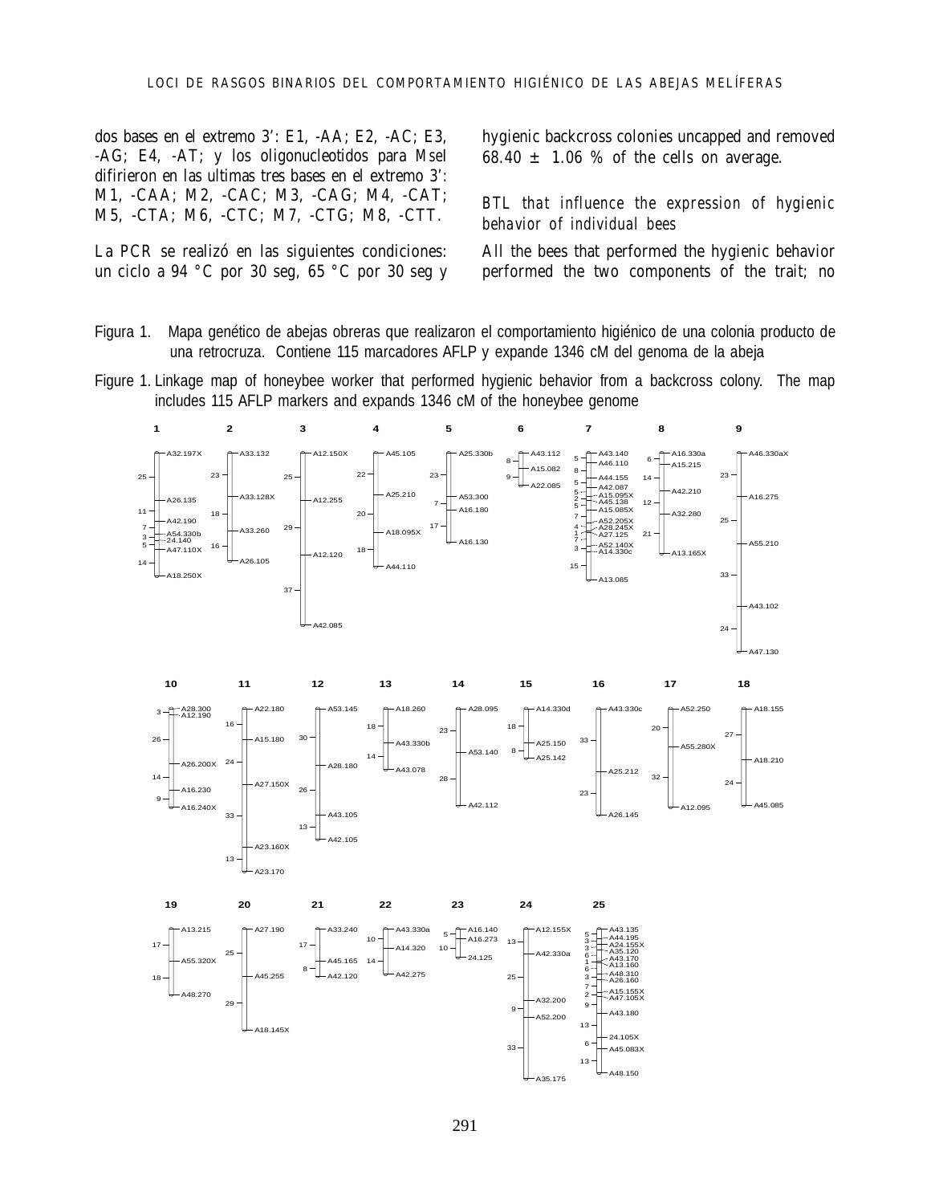dos bases en el extremo 3': E1, -AA; E2, -AC; E3, -AG; E4, -AT; y los oligonucleotidos para MseI difirieron en las ultimas tres bases en el extremo 3': M1, -CAA; M2, -CAC; M3, -CAG; M4, -CAT; M5, -CTA; M6, -CTC; M7, -CTG; M8, -CTT.

La PCR se realizó en las siguientes condiciones: un ciclo a 94 °C por 30 seg, 65 °C por 30 seg y

hygienic backcross colonies uncapped and removed 68.40 ± 1.06 % of the cells on average.

*BTL that influence the expression of hygienic behavior of individual bees*

All the bees that performed the hygienic behavior performed the two components of the trait; no

Figura 1. Mapa genético de abejas obreras que realizaron el comportamiento higiénico de una colonia producto de una retrocruza. Contiene 115 marcadores AFLP y expande 1346 cM del genoma de la abeja

Figure 1. Linkage map of honeybee worker that performed hygienic behavior from a backcross colony. The map includes 115 AFLP markers and expands 1346 cM of the honeybee genome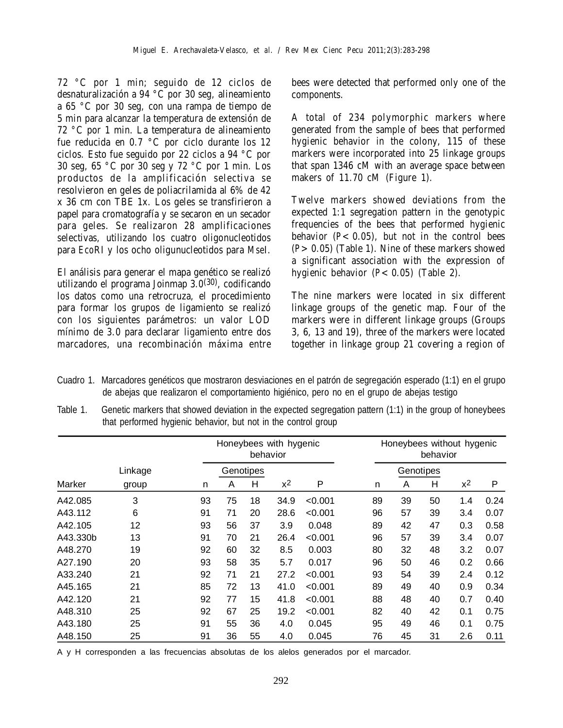72 °C por 1 min; seguido de 12 ciclos de desnaturalización a 94 °C por 30 seg, alineamiento a 65 °C por 30 seg, con una rampa de tiempo de 5 min para alcanzar la temperatura de extensión de 72 °C por 1 min. La temperatura de alineamiento fue reducida en 0.7 °C por ciclo durante los 12 ciclos. Esto fue seguido por 22 ciclos a 94 °C por 30 seg, 65 °C por 30 seg y 72 °C por 1 min. Los productos de la amplificación selectiva se resolvieron en geles de poliacrilamida al 6% de 42 x 36 cm con TBE 1x. Los geles se transfirieron a papel para cromatografía y se secaron en un secador para geles. Se realizaron 28 amplificaciones selectivas, utilizando los cuatro oligonucleotidos para *Eco*RI y los ocho oligunucleotidos para *Mse*I.

El análisis para generar el mapa genético se realizó utilizando el programa Joinmap 3.0[30], codificando los datos como una retrocruza, el procedimiento para formar los grupos de ligamiento se realizó con los siguientes parámetros: un valor LOD mínimo de 3.0 para declarar ligamiento entre dos marcadores, una recombinación máxima entre

bees were detected that performed only one of the components.

A total of 234 polymorphic markers where generated from the sample of bees that performed hygienic behavior in the colony, 115 of these markers were incorporated into 25 linkage groups that span 1346 cM with an average space between makers of 11.70 cM (Figure 1).

Twelve markers showed deviations from the expected 1:1 segregation pattern in the genotypic frequencies of the bees that performed hygienic behavior ($P < 0.05$), but not in the control bees ($P > 0.05$) (Table 1). Nine of these markers showed a significant association with the expression of hygienic behavior ($P < 0.05$) (Table 2).

The nine markers were located in six different linkage groups of the genetic map. Four of the markers were in different linkage groups (Groups 3, 6, 13 and 19), three of the markers were located together in linkage group 21 covering a region of

Cuadro 1. Marcadores genéticos que mostraron desviaciones en el patrón de segregación esperado (1:1) en el grupo de abejas que realizaron el comportamiento higiénico, pero no en el grupo de abejas testigo

Table 1. Genetic markers that showed deviation in the expected segregation pattern (1:1) in the group of honeybees that performed hygienic behavior, but not in the control group

| Marker | Linkage group | Honeybees with hygenic behavior | | | | | Honeybees without hygenic behavior | | | | |
|---|---|---|---|---|---|---|---|---|---|---|---|
| | | n | Genotipes A | Genotipes H | $x^2$ | P | n | Genotipes A | Genotipes H | $x^2$ | P |
| A42.085 | 3 | 93 | 75 | 18 | 34.9 | <0.001 | 89 | 39 | 50 | 1.4 | 0.24 |
| A43.112 | 6 | 91 | 71 | 20 | 28.6 | <0.001 | 96 | 57 | 39 | 3.4 | 0.07 |
| A42.105 | 12 | 93 | 56 | 37 | 3.9 | 0.048 | 89 | 42 | 47 | 0.3 | 0.58 |
| A43.330b | 13 | 91 | 70 | 21 | 26.4 | <0.001 | 96 | 57 | 39 | 3.4 | 0.07 |
| A48.270 | 19 | 92 | 60 | 32 | 8.5 | 0.003 | 80 | 32 | 48 | 3.2 | 0.07 |
| A27.190 | 20 | 93 | 58 | 35 | 5.7 | 0.017 | 96 | 50 | 46 | 0.2 | 0.66 |
| A33.240 | 21 | 92 | 71 | 21 | 27.2 | <0.001 | 93 | 54 | 39 | 2.4 | 0.12 |
| A45.165 | 21 | 85 | 72 | 13 | 41.0 | <0.001 | 89 | 49 | 40 | 0.9 | 0.34 |
| A42.120 | 21 | 92 | 77 | 15 | 41.8 | <0.001 | 88 | 48 | 40 | 0.7 | 0.40 |
| A48.310 | 25 | 92 | 67 | 25 | 19.2 | <0.001 | 82 | 40 | 42 | 0.1 | 0.75 |
| A43.180 | 25 | 91 | 55 | 36 | 4.0 | 0.045 | 95 | 49 | 46 | 0.1 | 0.75 |
| A48.150 | 25 | 91 | 36 | 55 | 4.0 | 0.045 | 76 | 45 | 31 | 2.6 | 0.11 |

A y H corresponden a las frecuencias absolutas de los alelos generados por el marcador.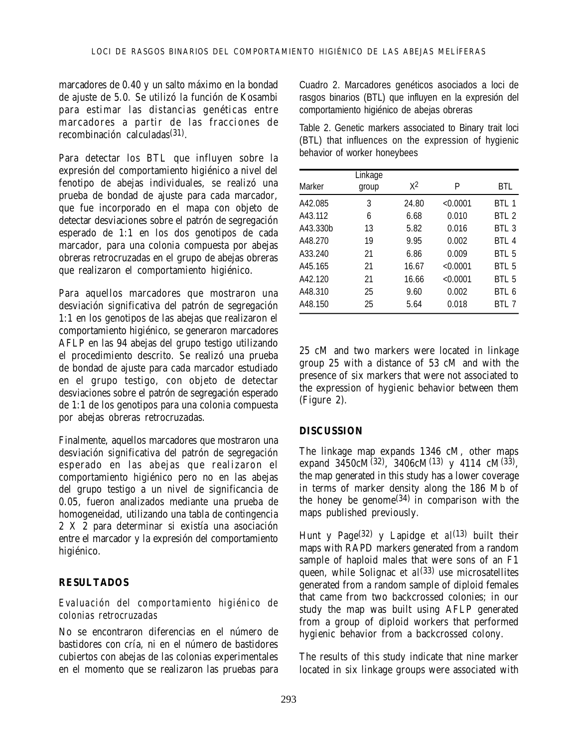marcadores de 0.40 y un salto máximo en la bondad de ajuste de 5.0. Se utilizó la función de Kosambi para estimar las distancias genéticas entre marcadores a partir de las fracciones de recombinación calculadas[31].

Para detectar los BTL que influyen sobre la expresión del comportamiento higiénico a nivel del fenotipo de abejas individuales, se realizó una prueba de bondad de ajuste para cada marcador, que fue incorporado en el mapa con objeto de detectar desviaciones sobre el patrón de segregación esperado de 1:1 en los dos genotipos de cada marcador, para una colonia compuesta por abejas obreras retrocruzadas en el grupo de abejas obreras que realizaron el comportamiento higiénico.

Para aquellos marcadores que mostraron una desviación significativa del patrón de segregación 1:1 en los genotipos de las abejas que realizaron el comportamiento higiénico, se generaron marcadores AFLP en las 94 abejas del grupo testigo utilizando el procedimiento descrito. Se realizó una prueba de bondad de ajuste para cada marcador estudiado en el grupo testigo, con objeto de detectar desviaciones sobre el patrón de segregación esperado de 1:1 de los genotipos para una colonia compuesta por abejas obreras retrocruzadas.

Finalmente, aquellos marcadores que mostraron una desviación significativa del patrón de segregación esperado en las abejas que realizaron el comportamiento higiénico pero no en las abejas del grupo testigo a un nivel de significancia de 0.05, fueron analizados mediante una prueba de homogeneidad, utilizando una tabla de contingencia 2 X 2 para determinar si existía una asociación entre el marcador y la expresión del comportamiento higiénico.

## RESULTADOS

### *Evaluación del comportamiento higiénico de colonias retrocruzadas*

No se encontraron diferencias en el número de bastidores con cría, ni en el número de bastidores cubiertos con abejas de las colonias experimentales en el momento que se realizaron las pruebas para

Cuadro 2. Marcadores genéticos asociados a loci de rasgos binarios (BTL) que influyen en la expresión del comportamiento higiénico de abejas obreras

Table 2. Genetic markers associated to Binary trait loci (BTL) that influences on the expression of hygienic behavior of worker honeybees

| Marker | Linkage group | $X^2$ | P | BTL |
|---|---|---|---|---|
| A42.085 | 3 | 24.80 | <0.0001 | BTL 1 |
| A43.112 | 6 | 6.68 | 0.010 | BTL 2 |
| A43.330b | 13 | 5.82 | 0.016 | BTL 3 |
| A48.270 | 19 | 9.95 | 0.002 | BTL 4 |
| A33.240 | 21 | 6.86 | 0.009 | BTL 5 |
| A45.165 | 21 | 16.67 | <0.0001 | BTL 5 |
| A42.120 | 21 | 16.66 | <0.0001 | BTL 5 |
| A48.310 | 25 | 9.60 | 0.002 | BTL 6 |
| A48.150 | 25 | 5.64 | 0.018 | BTL 7 |

25 cM and two markers were located in linkage group 25 with a distance of 53 cM and with the presence of six markers that were not associated to the expression of hygienic behavior between them (Figure 2).

## DISCUSSION

The linkage map expands 1346 cM, other maps expand 3450cM[32], 3406cM[13] y 4114 cM[33], the map generated in this study has a lower coverage in terms of marker density along the 186 Mb of the honey be genome[34] in comparison with the maps published previously.

Hunt y Page[32] y Lapidge *et al*[13] built their maps with RAPD markers generated from a random sample of haploid males that were sons of an F1 queen, while Solignac *et al*[33] use microsatellites generated from a random sample of diploid females that came from two backcrossed colonies; in our study the map was built using AFLP generated from a group of diploid workers that performed hygienic behavior from a backcrossed colony.

The results of this study indicate that nine marker located in six linkage groups were associated with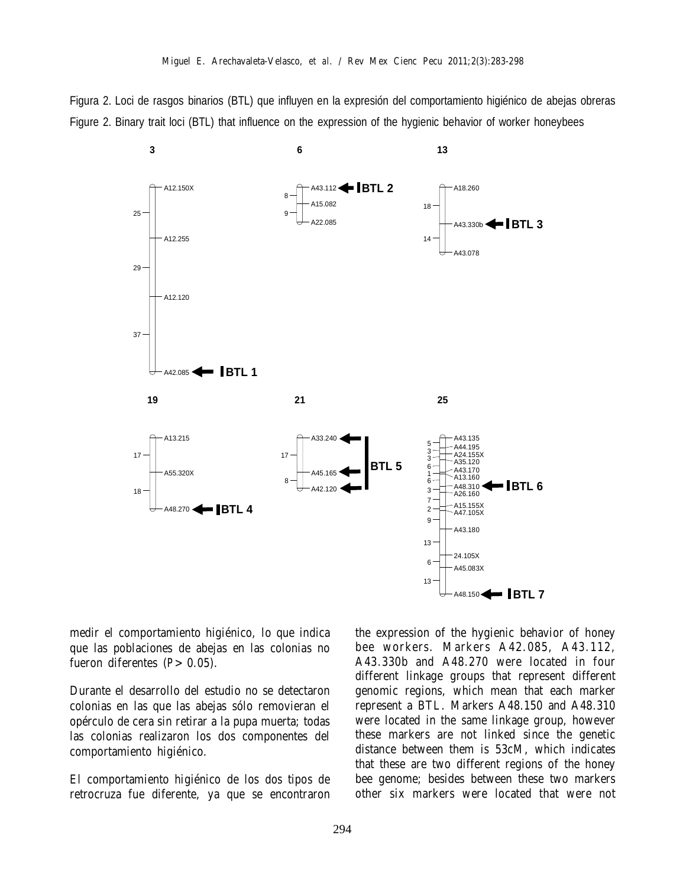Figura 2. Loci de rasgos binarios (BTL) que influyen en la expresión del comportamiento higiénico de abejas obreras

Figure 2. Binary trait loci (BTL) that influence on the expression of the hygienic behavior of worker honeybees

medir el comportamiento higiénico, lo que indica que las poblaciones de abejas en las colonias no fueron diferentes ($P > 0.05$).

Durante el desarrollo del estudio no se detectaron colonias en las que las abejas sólo removieran el opérculo de cera sin retirar a la pupa muerta; todas las colonias realizaron los dos componentes del comportamiento higiénico.

El comportamiento higiénico de los dos tipos de retrocruza fue diferente, ya que se encontraron

the expression of the hygienic behavior of honey bee workers. Markers A42.085, A43.112, A43.330b and A48.270 were located in four different linkage groups that represent different genomic regions, which mean that each marker represent a BTL. Markers A48.150 and A48.310 were located in the same linkage group, however these markers are not linked since the genetic distance between them is 53cM, which indicates that these are two different regions of the honey bee genome; besides between these two markers other six markers were located that were not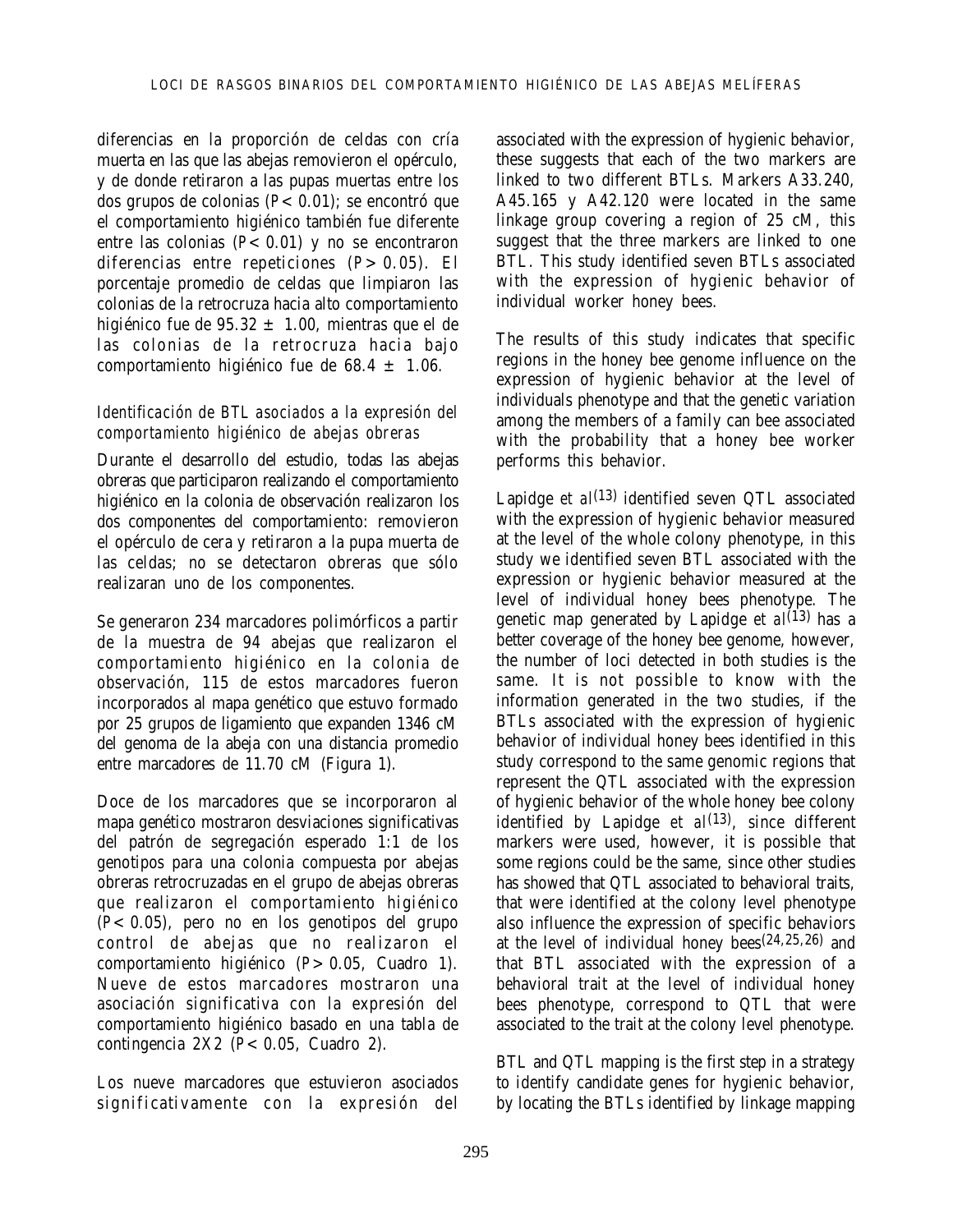diferencias en la proporción de celdas con cría muerta en las que las abejas removieron el opérculo, y de donde retiraron a las pupas muertas entre los dos grupos de colonias ($P < 0.01$); se encontró que el comportamiento higiénico también fue diferente entre las colonias ($P < 0.01$) y no se encontraron diferencias entre repeticiones ($P > 0.05$). El porcentaje promedio de celdas que limpiaron las colonias de la retrocruza hacia alto comportamiento higiénico fue de 95.32 ± 1.00, mientras que el de las colonias de la retrocruza hacia bajo comportamiento higiénico fue de 68.4 ± 1.06.

### *Identificación de BTL asociados a la expresión del comportamiento higiénico de abejas obreras*

Durante el desarrollo del estudio, todas las abejas obreras que participaron realizando el comportamiento higiénico en la colonia de observación realizaron los dos componentes del comportamiento: removieron el opérculo de cera y retiraron a la pupa muerta de las celdas; no se detectaron obreras que sólo realizaran uno de los componentes.

Se generaron 234 marcadores polimórficos a partir de la muestra de 94 abejas que realizaron el comportamiento higiénico en la colonia de observación, 115 de estos marcadores fueron incorporados al mapa genético que estuvo formado por 25 grupos de ligamiento que expanden 1346 cM del genoma de la abeja con una distancia promedio entre marcadores de 11.70 cM (Figura 1).

Doce de los marcadores que se incorporaron al mapa genético mostraron desviaciones significativas del patrón de segregación esperado 1:1 de los genotipos para una colonia compuesta por abejas obreras retrocruzadas en el grupo de abejas obreras que realizaron el comportamiento higiénico ($P < 0.05$), pero no en los genotipos del grupo control de abejas que no realizaron el comportamiento higiénico ($P > 0.05$, Cuadro 1). Nueve de estos marcadores mostraron una asociación significativa con la expresión del comportamiento higiénico basado en una tabla de contingencia 2X2 ($P < 0.05$, Cuadro 2).

Los nueve marcadores que estuvieron asociados significativamente con la expresión del associated with the expression of hygienic behavior, these suggests that each of the two markers are linked to two different BTLs. Markers A33.240, A45.165 y A42.120 were located in the same linkage group covering a region of 25 cM, this suggest that the three markers are linked to one BTL. This study identified seven BTLs associated with the expression of hygienic behavior of individual worker honey bees.

The results of this study indicates that specific regions in the honey bee genome influence on the expression of hygienic behavior at the level of individuals phenotype and that the genetic variation among the members of a family can bee associated with the probability that a honey bee worker performs this behavior.

Lapidge *et al*[13] identified seven QTL associated with the expression of hygienic behavior measured at the level of the whole colony phenotype, in this study we identified seven BTL associated with the expression or hygienic behavior measured at the level of individual honey bees phenotype. The genetic map generated by Lapidge *et al*[13] has a better coverage of the honey bee genome, however, the number of loci detected in both studies is the same. It is not possible to know with the information generated in the two studies, if the BTLs associated with the expression of hygienic behavior of individual honey bees identified in this study correspond to the same genomic regions that represent the QTL associated with the expression of hygienic behavior of the whole honey bee colony identified by Lapidge *et al*[13], since different markers were used, however, it is possible that some regions could be the same, since other studies has showed that QTL associated to behavioral traits, that were identified at the colony level phenotype also influence the expression of specific behaviors at the level of individual honey bees[24,25,26] and that BTL associated with the expression of a behavioral trait at the level of individual honey bees phenotype, correspond to QTL that were associated to the trait at the colony level phenotype.

BTL and QTL mapping is the first step in a strategy to identify candidate genes for hygienic behavior, by locating the BTLs identified by linkage mapping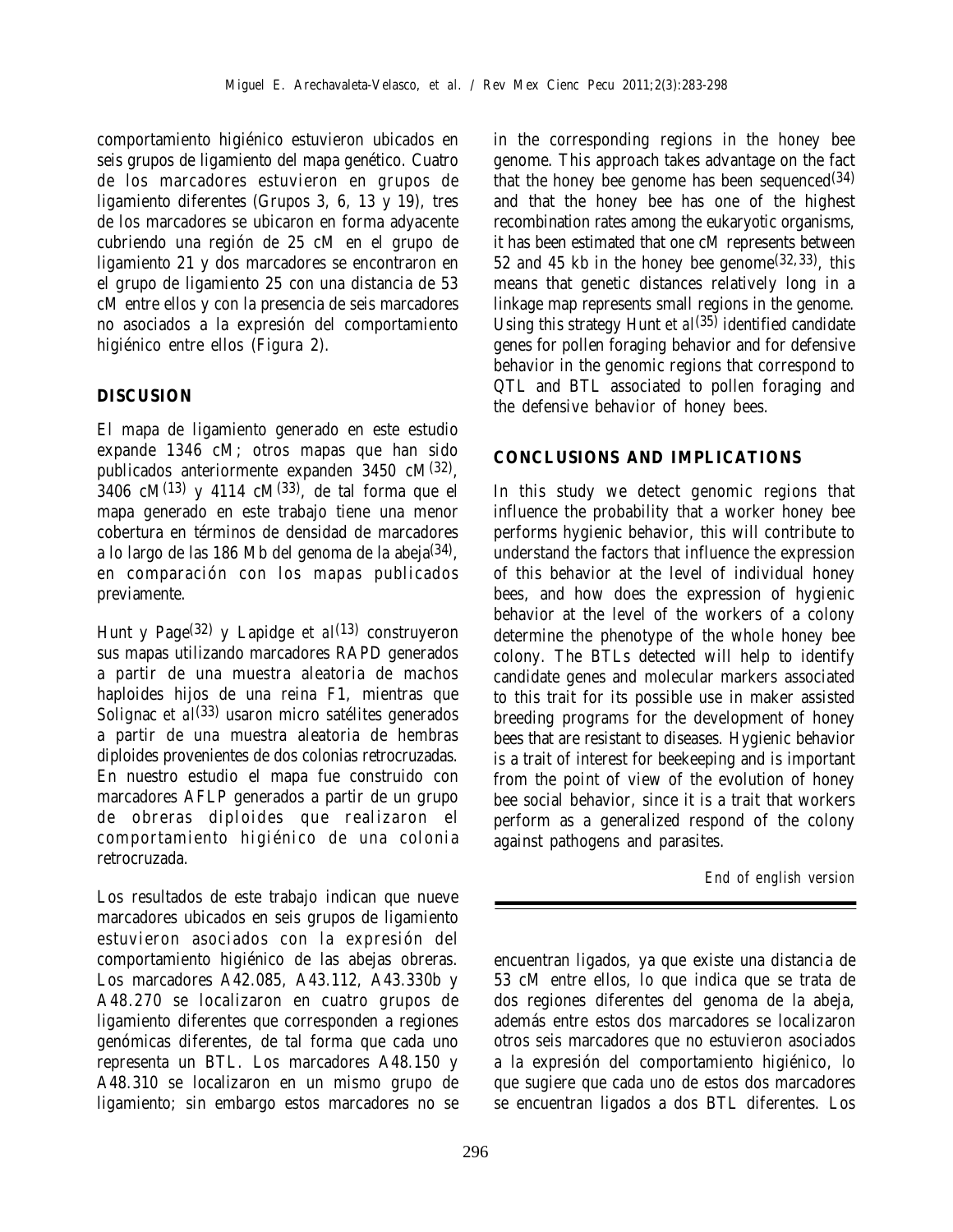comportamiento higiénico estuvieron ubicados en seis grupos de ligamiento del mapa genético. Cuatro de los marcadores estuvieron en grupos de ligamiento diferentes (Grupos 3, 6, 13 y 19), tres de los marcadores se ubicaron en forma adyacente cubriendo una región de 25 cM en el grupo de ligamiento 21 y dos marcadores se encontraron en el grupo de ligamiento 25 con una distancia de 53 cM entre ellos y con la presencia de seis marcadores no asociados a la expresión del comportamiento higiénico entre ellos (Figura 2).

## DISCUSION

El mapa de ligamiento generado en este estudio expande 1346 cM; otros mapas que han sido publicados anteriormente expanden 3450 cM[32], 3406 cM[13] y 4114 cM[33], de tal forma que el mapa generado en este trabajo tiene una menor cobertura en términos de densidad de marcadores a lo largo de las 186 Mb del genoma de la abeja[34], en comparación con los mapas publicados previamente.

Hunt y Page[32] y Lapidge *et al*[13] construyeron sus mapas utilizando marcadores RAPD generados a partir de una muestra aleatoria de machos haploides hijos de una reina F1, mientras que Solignac *et al*[33] usaron micro satélites generados a partir de una muestra aleatoria de hembras diploides provenientes de dos colonias retrocruzadas. En nuestro estudio el mapa fue construido con marcadores AFLP generados a partir de un grupo de obreras diploides que realizaron el comportamiento higiénico de una colonia retrocruzada.

Los resultados de este trabajo indican que nueve marcadores ubicados en seis grupos de ligamiento estuvieron asociados con la expresión del comportamiento higiénico de las abejas obreras. Los marcadores A42.085, A43.112, A43.330b y A48.270 se localizaron en cuatro grupos de ligamiento diferentes que corresponden a regiones genómicas diferentes, de tal forma que cada uno representa un BTL. Los marcadores A48.150 y A48.310 se localizaron en un mismo grupo de ligamiento; sin embargo estos marcadores no se encuentran ligados, ya que existe una distancia de 53 cM entre ellos, lo que indica que se trata de dos regiones diferentes del genoma de la abeja, además entre estos dos marcadores se localizaron otros seis marcadores que no estuvieron asociados a la expresión del comportamiento higiénico, lo que sugiere que cada uno de estos dos marcadores se encuentran ligados a dos BTL diferentes. Los

in the corresponding regions in the honey bee genome. This approach takes advantage on the fact that the honey bee genome has been sequenced[34] and that the honey bee has one of the highest recombination rates among the eukaryotic organisms, it has been estimated that one cM represents between 52 and 45 kb in the honey bee genome[32,33], this means that genetic distances relatively long in a linkage map represents small regions in the genome. Using this strategy Hunt *et al*[35] identified candidate genes for pollen foraging behavior and for defensive behavior in the genomic regions that correspond to QTL and BTL associated to pollen foraging and the defensive behavior of honey bees.

## CONCLUSIONS AND IMPLICATIONS

In this study we detect genomic regions that influence the probability that a worker honey bee performs hygienic behavior, this will contribute to understand the factors that influence the expression of this behavior at the level of individual honey bees, and how does the expression of hygienic behavior at the level of the workers of a colony determine the phenotype of the whole honey bee colony. The BTLs detected will help to identify candidate genes and molecular markers associated to this trait for its possible use in maker assisted breeding programs for the development of honey bees that are resistant to diseases. Hygienic behavior is a trait of interest for beekeeping and is important from the point of view of the evolution of honey bee social behavior, since it is a trait that workers perform as a generalized respond of the colony against pathogens and parasites.

*End of english version*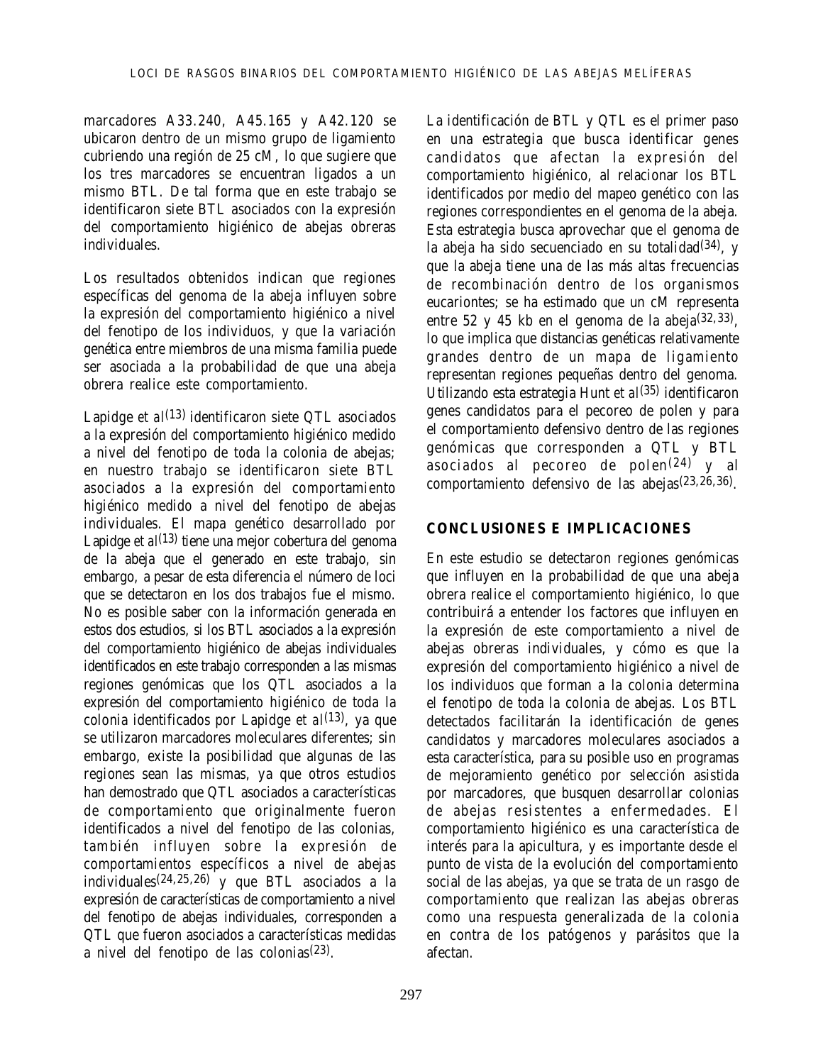marcadores A33.240, A45.165 y A42.120 se ubicaron dentro de un mismo grupo de ligamiento cubriendo una región de 25 cM, lo que sugiere que los tres marcadores se encuentran ligados a un mismo BTL. De tal forma que en este trabajo se identificaron siete BTL asociados con la expresión del comportamiento higiénico de abejas obreras individuales.

Los resultados obtenidos indican que regiones específicas del genoma de la abeja influyen sobre la expresión del comportamiento higiénico a nivel del fenotipo de los individuos, y que la variación genética entre miembros de una misma familia puede ser asociada a la probabilidad de que una abeja obrera realice este comportamiento.

Lapidge *et al*[13] identificaron siete QTL asociados a la expresión del comportamiento higiénico medido a nivel del fenotipo de toda la colonia de abejas; en nuestro trabajo se identificaron siete BTL asociados a la expresión del comportamiento higiénico medido a nivel del fenotipo de abejas individuales. El mapa genético desarrollado por Lapidge *et al*[13] tiene una mejor cobertura del genoma de la abeja que el generado en este trabajo, sin embargo, a pesar de esta diferencia el número de loci que se detectaron en los dos trabajos fue el mismo. No es posible saber con la información generada en estos dos estudios, si los BTL asociados a la expresión del comportamiento higiénico de abejas individuales identificados en este trabajo corresponden a las mismas regiones genómicas que los QTL asociados a la expresión del comportamiento higiénico de toda la colonia identificados por Lapidge *et al*[13], ya que se utilizaron marcadores moleculares diferentes; sin embargo, existe la posibilidad que algunas de las regiones sean las mismas, ya que otros estudios han demostrado que QTL asociados a características de comportamiento que originalmente fueron identificados a nivel del fenotipo de las colonias, también influyen sobre la expresión de comportamientos específicos a nivel de abejas individuales[24,25,26] y que BTL asociados a la expresión de características de comportamiento a nivel del fenotipo de abejas individuales, corresponden a QTL que fueron asociados a características medidas a nivel del fenotipo de las colonias[23].

La identificación de BTL y QTL es el primer paso en una estrategia que busca identificar genes candidatos que afectan la expresión del comportamiento higiénico, al relacionar los BTL identificados por medio del mapeo genético con las regiones correspondientes en el genoma de la abeja. Esta estrategia busca aprovechar que el genoma de la abeja ha sido secuenciado en su totalidad[34], y que la abeja tiene una de las más altas frecuencias de recombinación dentro de los organismos eucariontes; se ha estimado que un cM representa entre 52 y 45 kb en el genoma de la abeja[32,33], lo que implica que distancias genéticas relativamente grandes dentro de un mapa de ligamiento representan regiones pequeñas dentro del genoma. Utilizando esta estrategia Hunt *et al*[35] identificaron genes candidatos para el pecoreo de polen y para el comportamiento defensivo dentro de las regiones genómicas que corresponden a QTL y BTL asociados al pecoreo de polen[24] y al comportamiento defensivo de las abejas[23,26,36].

## CONCLUSIONES E IMPLICACIONES

En este estudio se detectaron regiones genómicas que influyen en la probabilidad de que una abeja obrera realice el comportamiento higiénico, lo que contribuirá a entender los factores que influyen en la expresión de este comportamiento a nivel de abejas obreras individuales, y cómo es que la expresión del comportamiento higiénico a nivel de los individuos que forman a la colonia determina el fenotipo de toda la colonia de abejas. Los BTL detectados facilitarán la identificación de genes candidatos y marcadores moleculares asociados a esta característica, para su posible uso en programas de mejoramiento genético por selección asistida por marcadores, que busquen desarrollar colonias de abejas resistentes a enfermedades. El comportamiento higiénico es una característica de interés para la apicultura, y es importante desde el punto de vista de la evolución del comportamiento social de las abejas, ya que se trata de un rasgo de comportamiento que realizan las abejas obreras como una respuesta generalizada de la colonia en contra de los patógenos y parásitos que la afectan.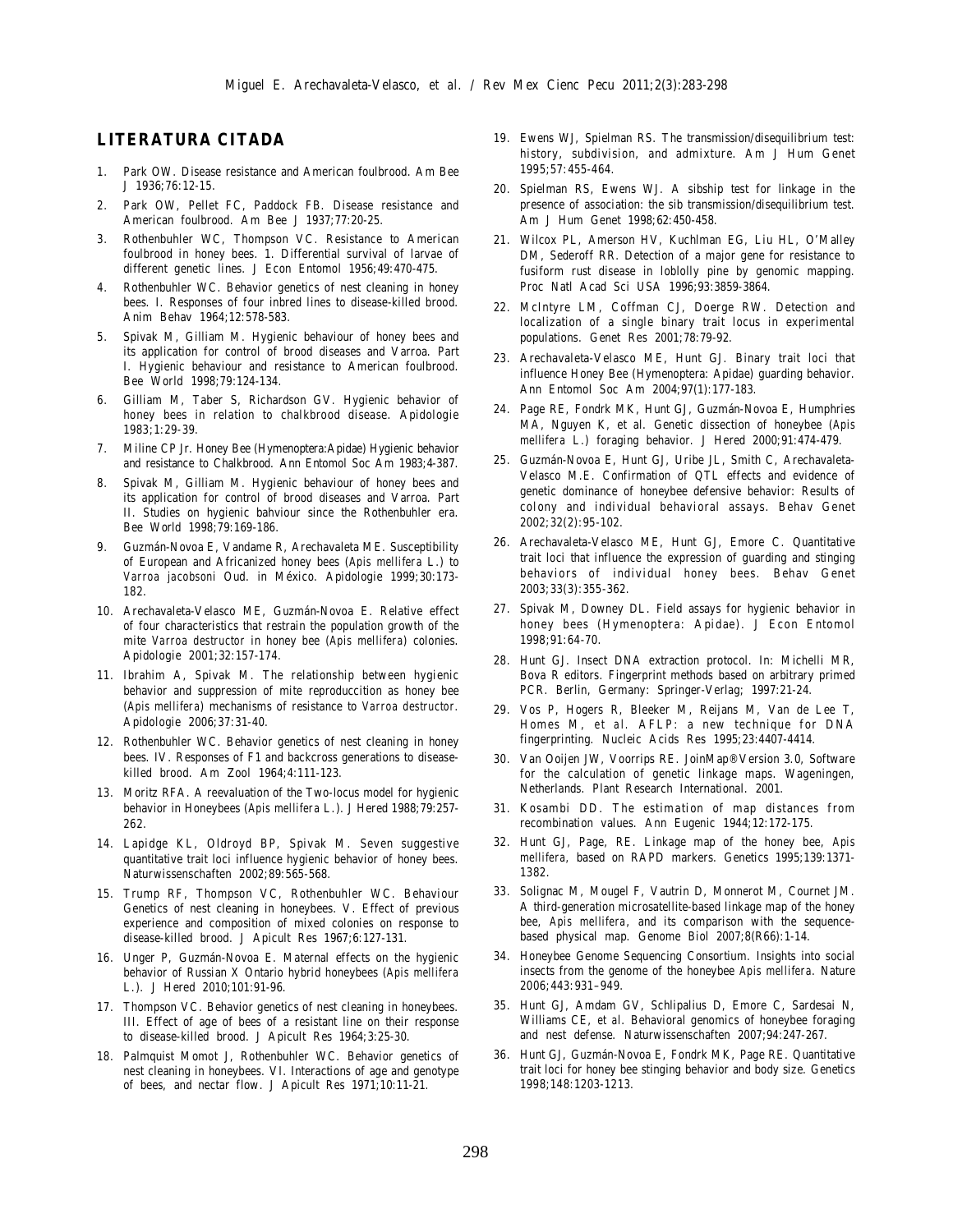## LITERATURA CITADA

1. Park OW. Disease resistance and American foulbrood. Am Bee J 1936;76:12-15.
2. Park OW, Pellet FC, Paddock FB. Disease resistance and American foulbrood. Am Bee J 1937;77:20-25.
3. Rothenbuhler WC, Thompson VC. Resistance to American foulbrood in honey bees. 1. Differential survival of larvae of different genetic lines. J Econ Entomol 1956;49:470-475.
4. Rothenbuhler WC. Behavior genetics of nest cleaning in honey bees. I. Responses of four inbred lines to disease-killed brood. Anim Behav 1964;12:578-583.
5. Spivak M, Gilliam M. Hygienic behaviour of honey bees and its application for control of brood diseases and Varroa. Part I. Hygienic behaviour and resistance to American foulbrood. Bee World 1998;79:124-134.
6. Gilliam M, Taber S, Richardson GV. Hygienic behavior of honey bees in relation to chalkbrood disease. Apidologie 1983;1:29-39.
7. Miline CP Jr. Honey Bee (Hymenoptera:Apidae) Hygienic behavior and resistance to Chalkbrood. Ann Entomol Soc Am 1983;4-387.
8. Spivak M, Gilliam M. Hygienic behaviour of honey bees and its application for control of brood diseases and Varroa. Part II. Studies on hygienic bahviour since the Rothenbuhler era. Bee World 1998;79:169-186.
9. Guzmán-Novoa E, Vandame R, Arechavaleta ME. Susceptibility of European and Africanized honey bees (*Apis mellifera* L.) to *Varroa jacobsoni* Oud. in México. Apidologie 1999;30:173-182.
10. Arechavaleta-Velasco ME, Guzmán-Novoa E. Relative effect of four characteristics that restrain the population growth of the mite *Varroa destructor* in honey bee (*Apis mellifera*) colonies. Apidologie 2001;32:157-174.
11. Ibrahim A, Spivak M. The relationship between hygienic behavior and suppression of mite reproduccition as honey bee (*Apis mellifera*) mechanisms of resistance to *Varroa destructor*. Apidologie 2006;37:31-40.
12. Rothenbuhler WC. Behavior genetics of nest cleaning in honey bees. IV. Responses of F1 and backcross generations to disease-killed brood. Am Zool 1964;4:111-123.
13. Moritz RFA. A reevaluation of the Two-locus model for hygienic behavior in Honeybees (*Apis mellifera* L.). J Hered 1988;79:257-262.
14. Lapidge KL, Oldroyd BP, Spivak M. Seven suggestive quantitative trait loci influence hygienic behavior of honey bees. Naturwissenschaften 2002;89:565-568.
15. Trump RF, Thompson VC, Rothenbuhler WC. Behaviour Genetics of nest cleaning in honeybees. V. Effect of previous experience and composition of mixed colonies on response to disease-killed brood. J Apicult Res 1967;6:127-131.
16. Unger P, Guzmán-Novoa E. Maternal effects on the hygienic behavior of Russian X Ontario hybrid honeybees (*Apis mellifera* L.). J Hered 2010;101:91-96.
17. Thompson VC. Behavior genetics of nest cleaning in honeybees. III. Effect of age of bees of a resistant line on their response to disease-killed brood. J Apicult Res 1964;3:25-30.
18. Palmquist Momot J, Rothenbuhler WC. Behavior genetics of nest cleaning in honeybees. VI. Interactions of age and genotype of bees, and nectar flow. J Apicult Res 1971;10:11-21.
19. Ewens WJ, Spielman RS. The transmission/disequilibrium test: history, subdivision, and admixture. Am J Hum Genet 1995;57:455-464.
20. Spielman RS, Ewens WJ. A sibship test for linkage in the presence of association: the sib transmission/disequilibrium test. Am J Hum Genet 1998;62:450-458.
21. Wilcox PL, Amerson HV, Kuchlman EG, Liu HL, O'Malley DM, Sederoff RR. Detection of a major gene for resistance to fusiform rust disease in loblolly pine by genomic mapping. Proc Natl Acad Sci USA 1996;93:3859-3864.
22. McIntyre LM, Coffman CJ, Doerge RW. Detection and localization of a single binary trait locus in experimental populations. Genet Res 2001;78:79-92.
23. Arechavaleta-Velasco ME, Hunt GJ. Binary trait loci that influence Honey Bee (Hymenoptera: Apidae) guarding behavior. Ann Entomol Soc Am 2004;97(1):177-183.
24. Page RE, Fondrk MK, Hunt GJ, Guzmán-Novoa E, Humphries MA, Nguyen K, et al. Genetic dissection of honeybee (*Apis mellifera* L.) foraging behavior. J Hered 2000;91:474-479.
25. Guzmán-Novoa E, Hunt GJ, Uribe JL, Smith C, Arechavaleta-Velasco M.E. Confirmation of QTL effects and evidence of genetic dominance of honeybee defensive behavior: Results of colony and individual behavioral assays. Behav Genet 2002;32(2):95-102.
26. Arechavaleta-Velasco ME, Hunt GJ, Emore C. Quantitative trait loci that influence the expression of guarding and stinging behaviors of individual honey bees. Behav Genet 2003;33(3):355-362.
27. Spivak M, Downey DL. Field assays for hygienic behavior in honey bees (Hymenoptera: Apidae). J Econ Entomol 1998;91:64-70.
28. Hunt GJ. Insect DNA extraction protocol. In: Michelli MR, Bova R editors. Fingerprint methods based on arbitrary primed PCR. Berlin, Germany: Springer-Verlag; 1997:21-24.
29. Vos P, Hogers R, Bleeker M, Reijans M, Van de Lee T, Homes M, *et al*. AFLP: a new technique for DNA fingerprinting. Nucleic Acids Res 1995;23:4407-4414.
30. Van Ooijen JW, Voorrips RE. JoinMap®Version 3.0, Software for the calculation of genetic linkage maps. Wageningen, Netherlands. Plant Research International. 2001.
31. Kosambi DD. The estimation of map distances from recombination values. Ann Eugenic 1944;12:172-175.
32. Hunt GJ, Page, RE. Linkage map of the honey bee, *Apis mellifera*, based on RAPD markers. Genetics 1995;139:1371-1382.
33. Solignac M, Mougel F, Vautrin D, Monnerot M, Cournet JM. A third-generation microsatellite-based linkage map of the honey bee, *Apis mellifera*, and its comparison with the sequence-based physical map. Genome Biol 2007;8(R66):1-14.
34. Honeybee Genome Sequencing Consortium. Insights into social insects from the genome of the honeybee *Apis mellifera*. Nature 2006;443:931–949.
35. Hunt GJ, Amdam GV, Schlipalius D, Emore C, Sardesai N, Williams CE, *et al*. Behavioral genomics of honeybee foraging and nest defense. Naturwissenschaften 2007;94:247-267.
36. Hunt GJ, Guzmán-Novoa E, Fondrk MK, Page RE. Quantitative trait loci for honey bee stinging behavior and body size. Genetics 1998;148:1203-1213.